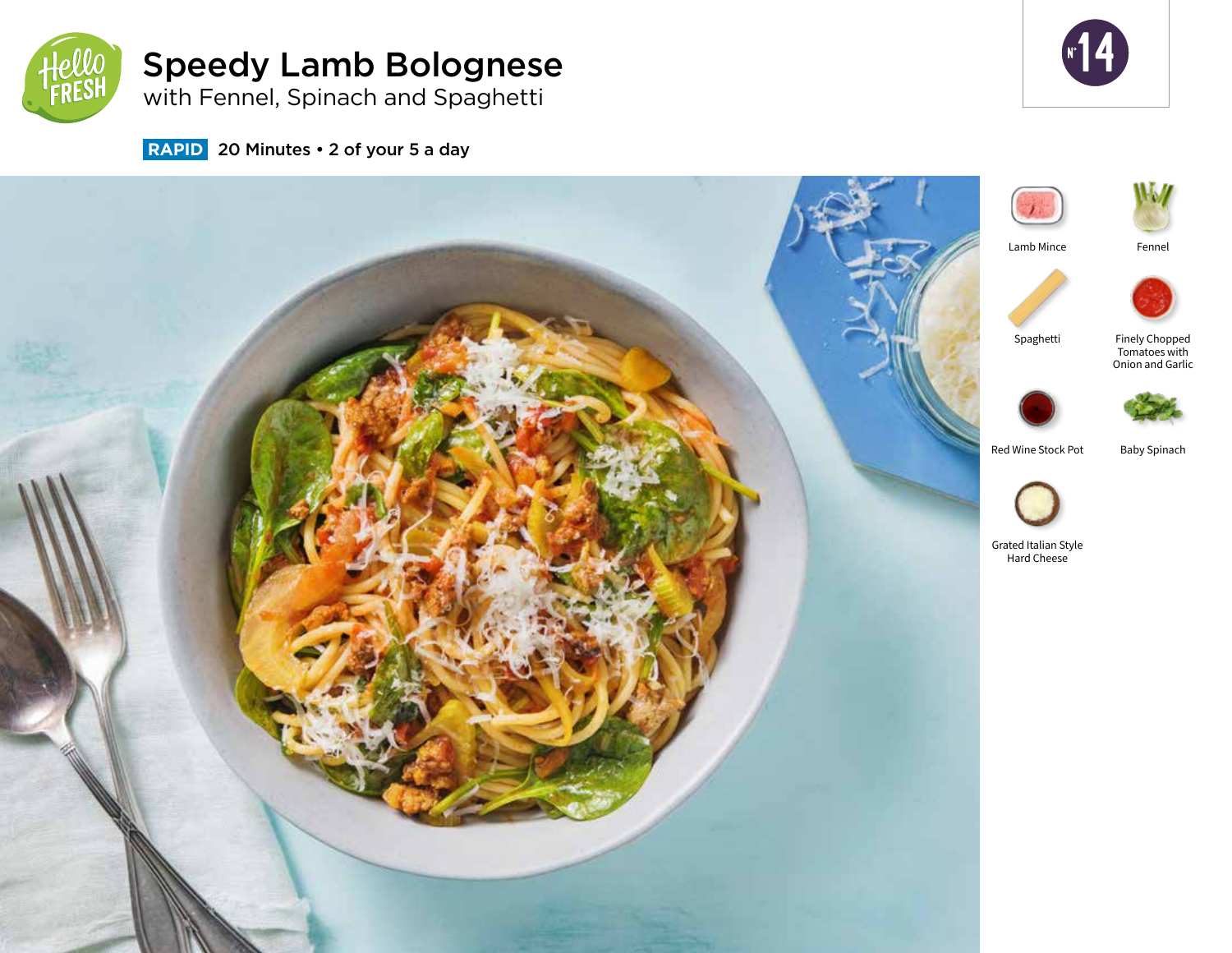# Speedy Lamb Bolognese

## with Fennel, Spinach and Spaghetti

**RAPID** 20 Minutes • 2 of your 5 a day

N° 14

- Lamb Mince
- Fennel
- Spaghetti
- Finely Chopped Tomatoes with Onion and Garlic
- Red Wine Stock Pot
- Baby Spinach
- Grated Italian Style Hard Cheese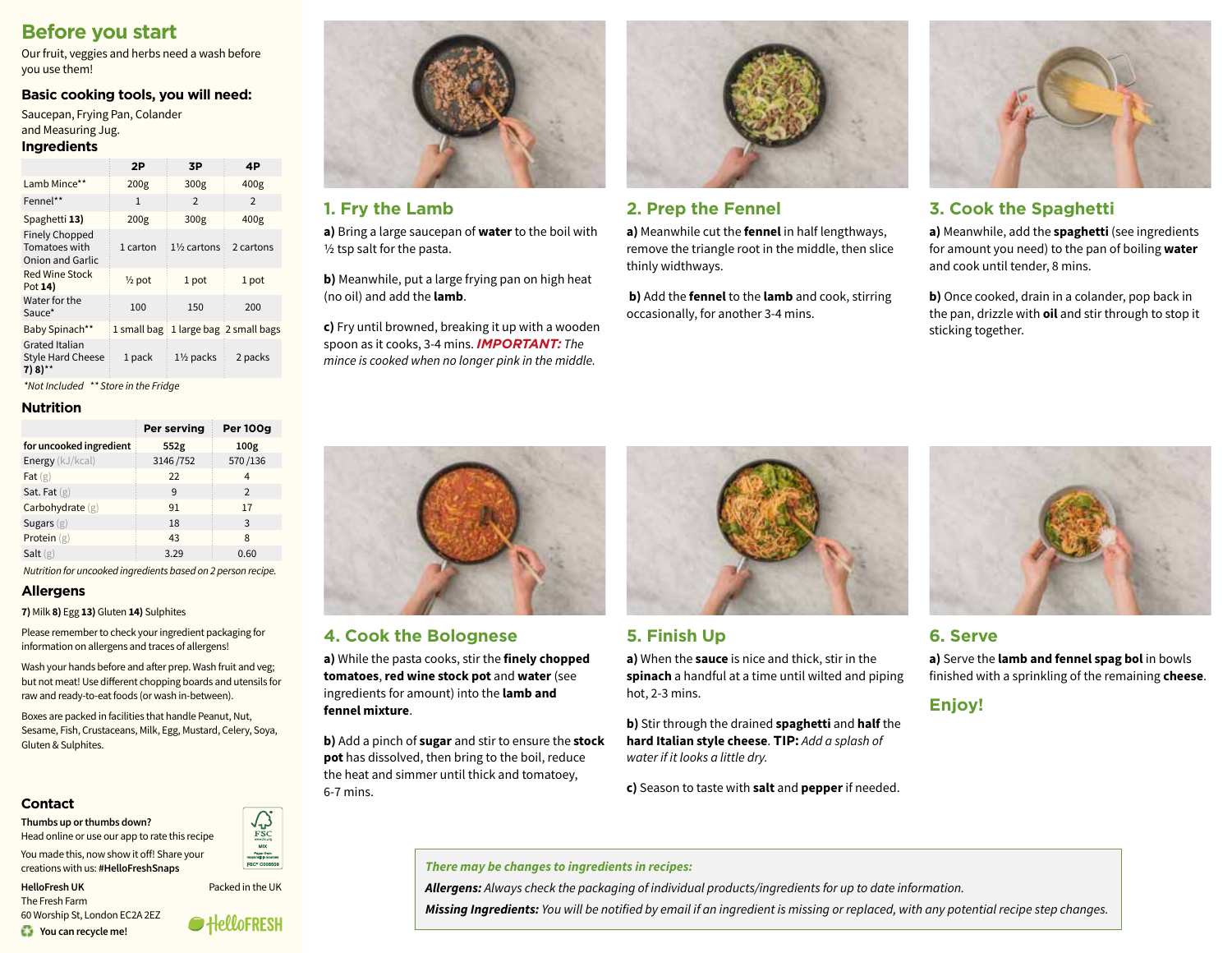## Before you start

Our fruit, veggies and herbs need a wash before you use them!

### Basic cooking tools, you will need:

Saucepan, Frying Pan, Colander and Measuring Jug.

### Ingredients

| | 2P | 3P | 4P |
|---|---|---|---|
| Lamb Mince** | 200g | 300g | 400g |
| Fennel** | 1 | 2 | 2 |
| Spaghetti 13) | 200g | 300g | 400g |
| Finely Chopped Tomatoes with Onion and Garlic | 1 carton | 1½ cartons | 2 cartons |
| Red Wine Stock Pot 14) | ½ pot | 1 pot | 1 pot |
| Water for the Sauce* | 100 | 150 | 200 |
| Baby Spinach** | 1 small bag | 1 large bag | 2 small bags |
| Grated Italian Style Hard Cheese 7) 8)** | 1 pack | 1½ packs | 2 packs |

*Not Included ** Store in the Fridge

### Nutrition

| | Per serving | Per 100g |
|---|---|---|
| for uncooked ingredient | 552g | 100g |
| Energy (kJ/kcal) | 3146 /752 | 570 /136 |
| Fat (g) | 22 | 4 |
| Sat. Fat (g) | 9 | 2 |
| Carbohydrate (g) | 91 | 17 |
| Sugars (g) | 18 | 3 |
| Protein (g) | 43 | 8 |
| Salt (g) | 3.29 | 0.60 |

*Nutrition for uncooked ingredients based on 2 person recipe.*

### Allergens

7) Milk 8) Egg 13) Gluten 14) Sulphites

Please remember to check your ingredient packaging for information on allergens and traces of allergens!

Wash your hands before and after prep. Wash fruit and veg; but not meat! Use different chopping boards and utensils for raw and ready-to-eat foods (or wash in-between).

Boxes are packed in facilities that handle Peanut, Nut, Sesame, Fish, Crustaceans, Milk, Egg, Mustard, Celery, Soya, Gluten & Sulphites.

## 1. Fry the Lamb

**a)** Bring a large saucepan of **water** to the boil with ½ tsp salt for the pasta.

**b)** Meanwhile, put a large frying pan on high heat (no oil) and add the **lamb**.

**c)** Fry until browned, breaking it up with a wooden spoon as it cooks, 3-4 mins. ***IMPORTANT:*** *The mince is cooked when no longer pink in the middle.*

## 2. Prep the Fennel

**a)** Meanwhile cut the **fennel** in half lengthways, remove the triangle root in the middle, then slice thinly widthways.

**b)** Add the **fennel** to the **lamb** and cook, stirring occasionally, for another 3-4 mins.

## 3. Cook the Spaghetti

**a)** Meanwhile, add the **spaghetti** (see ingredients for amount you need) to the pan of boiling **water** and cook until tender, 8 mins.

**b)** Once cooked, drain in a colander, pop back in the pan, drizzle with **oil** and stir through to stop it sticking together.

## 4. Cook the Bolognese

**a)** While the pasta cooks, stir the **finely chopped tomatoes**, **red wine stock pot** and **water** (see ingredients for amount) into the **lamb and fennel mixture**.

**b)** Add a pinch of **sugar** and stir to ensure the **stock pot** has dissolved, then bring to the boil, reduce the heat and simmer until thick and tomatoey, 6-7 mins.

## 5. Finish Up

**a)** When the **sauce** is nice and thick, stir in the **spinach** a handful at a time until wilted and piping hot, 2-3 mins.

**b)** Stir through the drained **spaghetti** and **half** the **hard Italian style cheese**. **TIP:** *Add a splash of water if it looks a little dry.*

**c)** Season to taste with **salt** and **pepper** if needed.

## 6. Serve

**a)** Serve the **lamb and fennel spag bol** in bowls finished with a sprinkling of the remaining **cheese**.

**Enjoy!**

***There may be changes to ingredients in recipes:***

***Allergens:*** *Always check the packaging of individual products/ingredients for up to date information.*

***Missing Ingredients:*** *You will be notified by email if an ingredient is missing or replaced, with any potential recipe step changes.*

### Contact

**Thumbs up or thumbs down?**
Head online or use our app to rate this recipe

You made this, now show it off! Share your creations with us: **#HelloFreshSnaps**

**HelloFresh UK**
The Fresh Farm
60 Worship St, London EC2A 2EZ

Packed in the UK

**You can recycle me!**